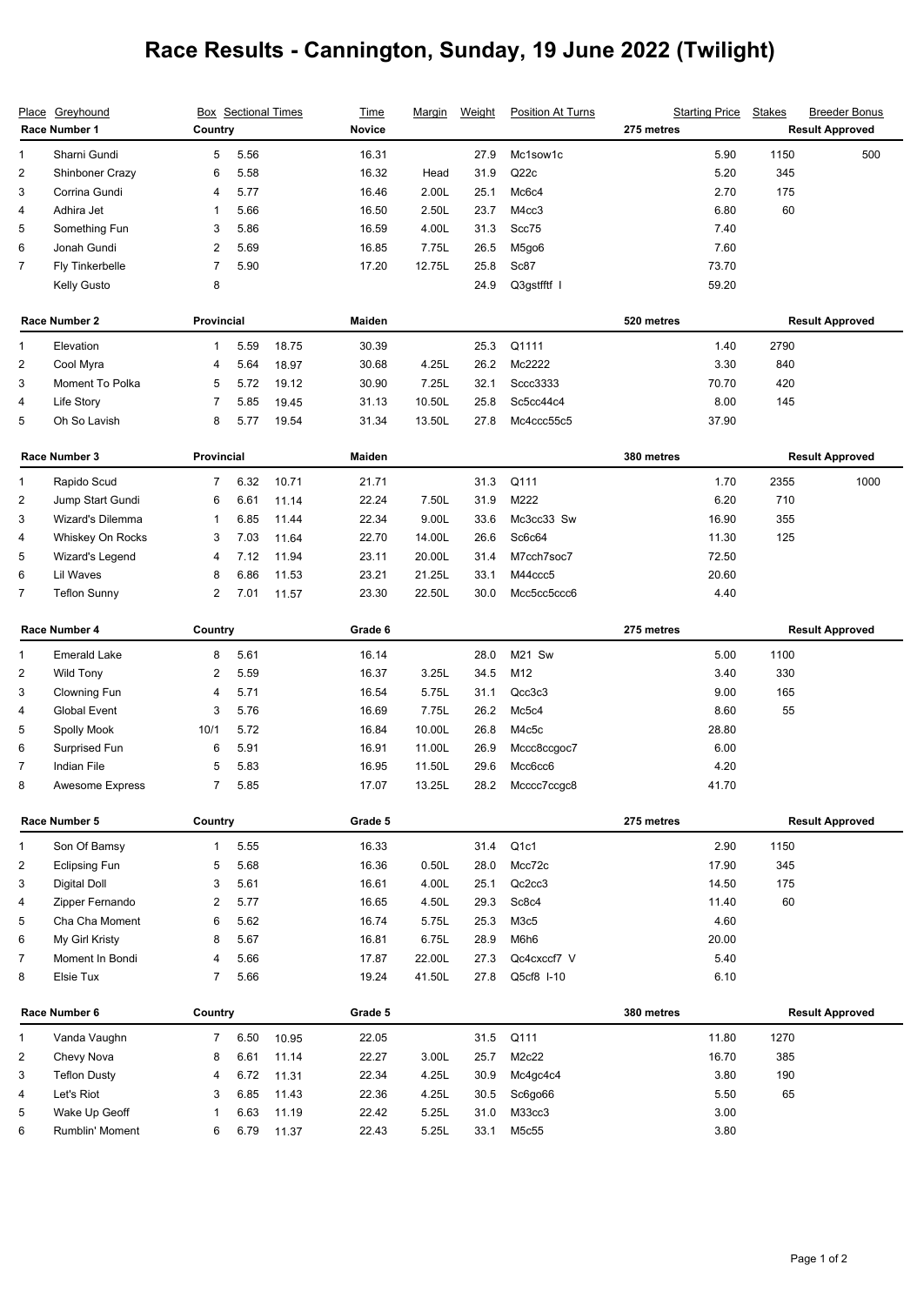# Race Results - Cannington, Sunday, 19 June 2022 (Twilight)

| Place | Greyhound | Box | Sectional Times | | Time | Margin | Weight | Position At Turns | Starting Price | Stakes | Breeder Bonus |
|---|---|---|---|---|---|---|---|---|---|---|---|
| **Race Number 1** | | **Country** | | | **Novice** | | | **275 metres** | | **Result Approved** | |
| 1 | Sharni Gundi | 5 | 5.56 | | 16.31 | | 27.9 | Mc1sow1c | 5.90 | 1150 | 500 |
| 2 | Shinboner Crazy | 6 | 5.58 | | 16.32 | Head | 31.9 | Q22c | 5.20 | 345 | |
| 3 | Corrina Gundi | 4 | 5.77 | | 16.46 | 2.00L | 25.1 | Mc6c4 | 2.70 | 175 | |
| 4 | Adhira Jet | 1 | 5.66 | | 16.50 | 2.50L | 23.7 | M4cc3 | 6.80 | 60 | |
| 5 | Something Fun | 3 | 5.86 | | 16.59 | 4.00L | 31.3 | Scc75 | 7.40 | | |
| 6 | Jonah Gundi | 2 | 5.69 | | 16.85 | 7.75L | 26.5 | M5go6 | 7.60 | | |
| 7 | Fly Tinkerbelle | 7 | 5.90 | | 17.20 | 12.75L | 25.8 | Sc87 | 73.70 | | |
| | Kelly Gusto | 8 | | | | | 24.9 | Q3gstfftf I | 59.20 | | |
| **Race Number 2** | | **Provincial** | | | **Maiden** | | | **520 metres** | | **Result Approved** | |
| 1 | Elevation | 1 | 5.59 | 18.75 | 30.39 | | 25.3 | Q1111 | 1.40 | 2790 | |
| 2 | Cool Myra | 4 | 5.64 | 18.97 | 30.68 | 4.25L | 26.2 | Mc2222 | 3.30 | 840 | |
| 3 | Moment To Polka | 5 | 5.72 | 19.12 | 30.90 | 7.25L | 32.1 | Sccc3333 | 70.70 | 420 | |
| 4 | Life Story | 7 | 5.85 | 19.45 | 31.13 | 10.50L | 25.8 | Sc5cc44c4 | 8.00 | 145 | |
| 5 | Oh So Lavish | 8 | 5.77 | 19.54 | 31.34 | 13.50L | 27.8 | Mc4ccc55c5 | 37.90 | | |
| **Race Number 3** | | **Provincial** | | | **Maiden** | | | **380 metres** | | **Result Approved** | |
| 1 | Rapido Scud | 7 | 6.32 | 10.71 | 21.71 | | 31.3 | Q111 | 1.70 | 2355 | 1000 |
| 2 | Jump Start Gundi | 6 | 6.61 | 11.14 | 22.24 | 7.50L | 31.9 | M222 | 6.20 | 710 | |
| 3 | Wizard's Dilemma | 1 | 6.85 | 11.44 | 22.34 | 9.00L | 33.6 | Mc3cc33 Sw | 16.90 | 355 | |
| 4 | Whiskey On Rocks | 3 | 7.03 | 11.64 | 22.70 | 14.00L | 26.6 | Sc6c64 | 11.30 | 125 | |
| 5 | Wizard's Legend | 4 | 7.12 | 11.94 | 23.11 | 20.00L | 31.4 | M7cch7soc7 | 72.50 | | |
| 6 | Lil Waves | 8 | 6.86 | 11.53 | 23.21 | 21.25L | 33.1 | M44ccc5 | 20.60 | | |
| 7 | Teflon Sunny | 2 | 7.01 | 11.57 | 23.30 | 22.50L | 30.0 | Mcc5cc5ccc6 | 4.40 | | |
| **Race Number 4** | | **Country** | | | **Grade 6** | | | **275 metres** | | **Result Approved** | |
| 1 | Emerald Lake | 8 | 5.61 | | 16.14 | | 28.0 | M21 Sw | 5.00 | 1100 | |
| 2 | Wild Tony | 2 | 5.59 | | 16.37 | 3.25L | 34.5 | M12 | 3.40 | 330 | |
| 3 | Clowning Fun | 4 | 5.71 | | 16.54 | 5.75L | 31.1 | Qcc3c3 | 9.00 | 165 | |
| 4 | Global Event | 3 | 5.76 | | 16.69 | 7.75L | 26.2 | Mc5c4 | 8.60 | 55 | |
| 5 | Spolly Mook | 10/1 | 5.72 | | 16.84 | 10.00L | 26.8 | M4c5c | 28.80 | | |
| 6 | Surprised Fun | 6 | 5.91 | | 16.91 | 11.00L | 26.9 | Mccc8ccgoc7 | 6.00 | | |
| 7 | Indian File | 5 | 5.83 | | 16.95 | 11.50L | 29.6 | Mcc6cc6 | 4.20 | | |
| 8 | Awesome Express | 7 | 5.85 | | 17.07 | 13.25L | 28.2 | Mcccc7ccgc8 | 41.70 | | |
| **Race Number 5** | | **Country** | | | **Grade 5** | | | **275 metres** | | **Result Approved** | |
| 1 | Son Of Bamsy | 1 | 5.55 | | 16.33 | | 31.4 | Q1c1 | 2.90 | 1150 | |
| 2 | Eclipsing Fun | 5 | 5.68 | | 16.36 | 0.50L | 28.0 | Mcc72c | 17.90 | 345 | |
| 3 | Digital Doll | 3 | 5.61 | | 16.61 | 4.00L | 25.1 | Qc2cc3 | 14.50 | 175 | |
| 4 | Zipper Fernando | 2 | 5.77 | | 16.65 | 4.50L | 29.3 | Sc8c4 | 11.40 | 60 | |
| 5 | Cha Cha Moment | 6 | 5.62 | | 16.74 | 5.75L | 25.3 | M3c5 | 4.60 | | |
| 6 | My Girl Kristy | 8 | 5.67 | | 16.81 | 6.75L | 28.9 | M6h6 | 20.00 | | |
| 7 | Moment In Bondi | 4 | 5.66 | | 17.87 | 22.00L | 27.3 | Qc4cxccf7 V | 5.40 | | |
| 8 | Elsie Tux | 7 | 5.66 | | 19.24 | 41.50L | 27.8 | Q5cf8 I-10 | 6.10 | | |
| **Race Number 6** | | **Country** | | | **Grade 5** | | | **380 metres** | | **Result Approved** | |
| 1 | Vanda Vaughn | 7 | 6.50 | 10.95 | 22.05 | | 31.5 | Q111 | 11.80 | 1270 | |
| 2 | Chevy Nova | 8 | 6.61 | 11.14 | 22.27 | 3.00L | 25.7 | M2c22 | 16.70 | 385 | |
| 3 | Teflon Dusty | 4 | 6.72 | 11.31 | 22.34 | 4.25L | 30.9 | Mc4gc4c4 | 3.80 | 190 | |
| 4 | Let's Riot | 3 | 6.85 | 11.43 | 22.36 | 4.25L | 30.5 | Sc6go66 | 5.50 | 65 | |
| 5 | Wake Up Geoff | 1 | 6.63 | 11.19 | 22.42 | 5.25L | 31.0 | M33cc3 | 3.00 | | |
| 6 | Rumblin' Moment | 6 | 6.79 | 11.37 | 22.43 | 5.25L | 33.1 | M5c55 | 3.80 | | |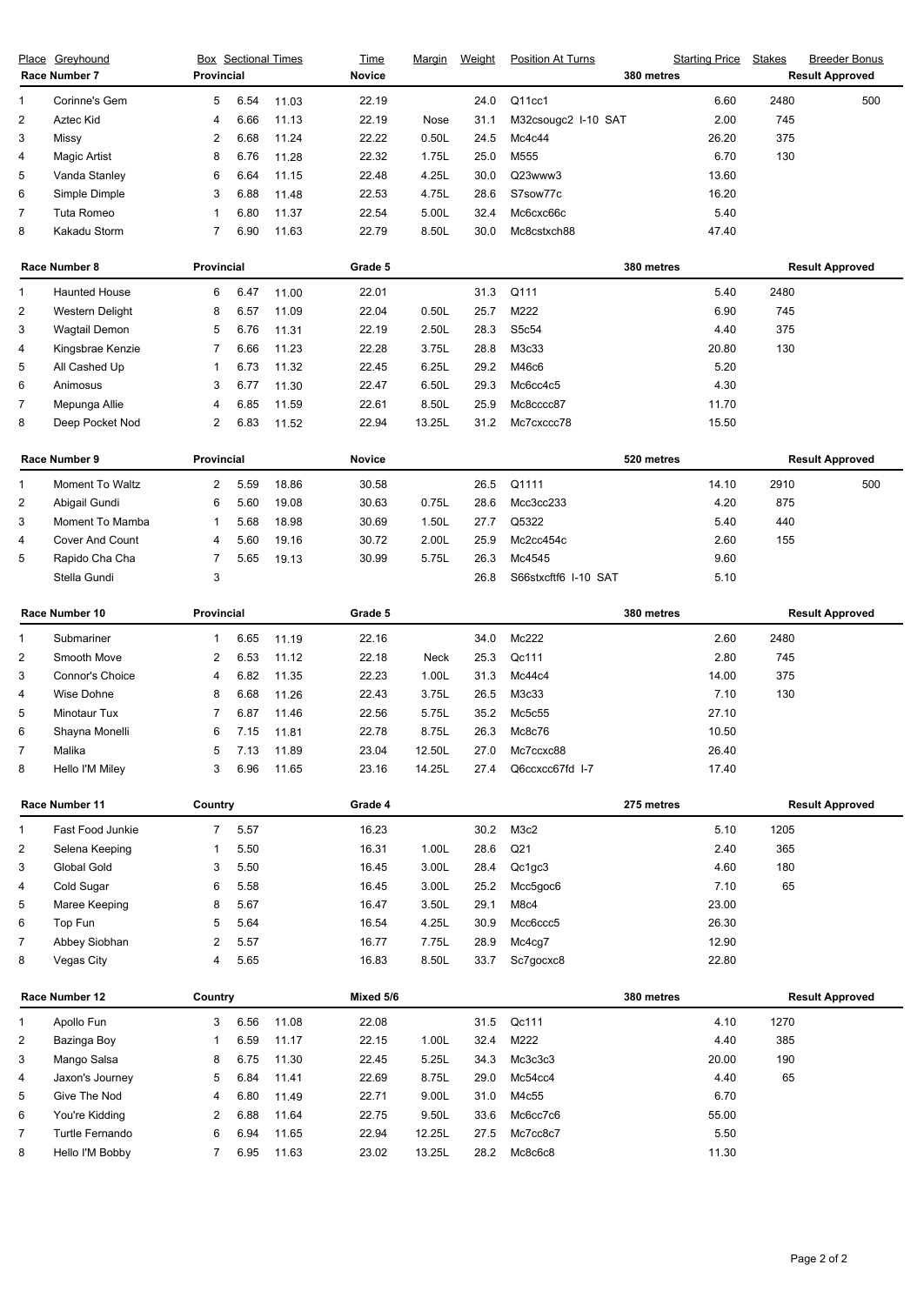| Place | Greyhound | Box | Sectional Times | | Time | Margin | Weight | Position At Turns | Starting Price | Stakes | Breeder Bonus |
|---|---|---|---|---|---|---|---|---|---|---|---|
| **Race Number 7** | | **Provincial** | | | **Novice** | | | **380 metres** | | **Result Approved** | |
| 1 | Corinne's Gem | 5 | 6.54 | 11.03 | 22.19 | | 24.0 | Q11cc1 | 6.60 | 2480 | 500 |
| 2 | Aztec Kid | 4 | 6.66 | 11.13 | 22.19 | Nose | 31.1 | M32csougc2 I-10 SAT | 2.00 | 745 | |
| 3 | Missy | 2 | 6.68 | 11.24 | 22.22 | 0.50L | 24.5 | Mc4c44 | 26.20 | 375 | |
| 4 | Magic Artist | 8 | 6.76 | 11.28 | 22.32 | 1.75L | 25.0 | M555 | 6.70 | 130 | |
| 5 | Vanda Stanley | 6 | 6.64 | 11.15 | 22.48 | 4.25L | 30.0 | Q23www3 | 13.60 | | |
| 6 | Simple Dimple | 3 | 6.88 | 11.48 | 22.53 | 4.75L | 28.6 | S7sow77c | 16.20 | | |
| 7 | Tuta Romeo | 1 | 6.80 | 11.37 | 22.54 | 5.00L | 32.4 | Mc6cxc66c | 5.40 | | |
| 8 | Kakadu Storm | 7 | 6.90 | 11.63 | 22.79 | 8.50L | 30.0 | Mc8cstxch88 | 47.40 | | |
| **Race Number 8** | | **Provincial** | | | **Grade 5** | | | **380 metres** | | **Result Approved** | |
| 1 | Haunted House | 6 | 6.47 | 11.00 | 22.01 | | 31.3 | Q111 | 5.40 | 2480 | |
| 2 | Western Delight | 8 | 6.57 | 11.09 | 22.04 | 0.50L | 25.7 | M222 | 6.90 | 745 | |
| 3 | Wagtail Demon | 5 | 6.76 | 11.31 | 22.19 | 2.50L | 28.3 | S5c54 | 4.40 | 375 | |
| 4 | Kingsbrae Kenzie | 7 | 6.66 | 11.23 | 22.28 | 3.75L | 28.8 | M3c33 | 20.80 | 130 | |
| 5 | All Cashed Up | 1 | 6.73 | 11.32 | 22.45 | 6.25L | 29.2 | M46c6 | 5.20 | | |
| 6 | Animosus | 3 | 6.77 | 11.30 | 22.47 | 6.50L | 29.3 | Mc6cc4c5 | 4.30 | | |
| 7 | Mepunga Allie | 4 | 6.85 | 11.59 | 22.61 | 8.50L | 25.9 | Mc8cccc87 | 11.70 | | |
| 8 | Deep Pocket Nod | 2 | 6.83 | 11.52 | 22.94 | 13.25L | 31.2 | Mc7cxccc78 | 15.50 | | |
| **Race Number 9** | | **Provincial** | | | **Novice** | | | **520 metres** | | **Result Approved** | |
| 1 | Moment To Waltz | 2 | 5.59 | 18.86 | 30.58 | | 26.5 | Q1111 | 14.10 | 2910 | 500 |
| 2 | Abigail Gundi | 6 | 5.60 | 19.08 | 30.63 | 0.75L | 28.6 | Mcc3cc233 | 4.20 | 875 | |
| 3 | Moment To Mamba | 1 | 5.68 | 18.98 | 30.69 | 1.50L | 27.7 | Q5322 | 5.40 | 440 | |
| 4 | Cover And Count | 4 | 5.60 | 19.16 | 30.72 | 2.00L | 25.9 | Mc2cc454c | 2.60 | 155 | |
| 5 | Rapido Cha Cha | 7 | 5.65 | 19.13 | 30.99 | 5.75L | 26.3 | Mc4545 | 9.60 | | |
| | Stella Gundi | 3 | | | | | 26.8 | S66stxcftf6 I-10 SAT | 5.10 | | |
| **Race Number 10** | | **Provincial** | | | **Grade 5** | | | **380 metres** | | **Result Approved** | |
| 1 | Submariner | 1 | 6.65 | 11.19 | 22.16 | | 34.0 | Mc222 | 2.60 | 2480 | |
| 2 | Smooth Move | 2 | 6.53 | 11.12 | 22.18 | Neck | 25.3 | Qc111 | 2.80 | 745 | |
| 3 | Connor's Choice | 4 | 6.82 | 11.35 | 22.23 | 1.00L | 31.3 | Mc44c4 | 14.00 | 375 | |
| 4 | Wise Dohne | 8 | 6.68 | 11.26 | 22.43 | 3.75L | 26.5 | M3c33 | 7.10 | 130 | |
| 5 | Minotaur Tux | 7 | 6.87 | 11.46 | 22.56 | 5.75L | 35.2 | Mc5c55 | 27.10 | | |
| 6 | Shayna Monelli | 6 | 7.15 | 11.81 | 22.78 | 8.75L | 26.3 | Mc8c76 | 10.50 | | |
| 7 | Malika | 5 | 7.13 | 11.89 | 23.04 | 12.50L | 27.0 | Mc7ccxc88 | 26.40 | | |
| 8 | Hello I'M Miley | 3 | 6.96 | 11.65 | 23.16 | 14.25L | 27.4 | Q6ccxcc67fd I-7 | 17.40 | | |
| **Race Number 11** | | **Country** | | | **Grade 4** | | | **275 metres** | | **Result Approved** | |
| 1 | Fast Food Junkie | 7 | 5.57 | | 16.23 | | 30.2 | M3c2 | 5.10 | 1205 | |
| 2 | Selena Keeping | 1 | 5.50 | | 16.31 | 1.00L | 28.6 | Q21 | 2.40 | 365 | |
| 3 | Global Gold | 3 | 5.50 | | 16.45 | 3.00L | 28.4 | Qc1gc3 | 4.60 | 180 | |
| 4 | Cold Sugar | 6 | 5.58 | | 16.45 | 3.00L | 25.2 | Mcc5goc6 | 7.10 | 65 | |
| 5 | Maree Keeping | 8 | 5.67 | | 16.47 | 3.50L | 29.1 | M8c4 | 23.00 | | |
| 6 | Top Fun | 5 | 5.64 | | 16.54 | 4.25L | 30.9 | Mcc6ccc5 | 26.30 | | |
| 7 | Abbey Siobhan | 2 | 5.57 | | 16.77 | 7.75L | 28.9 | Mc4cg7 | 12.90 | | |
| 8 | Vegas City | 4 | 5.65 | | 16.83 | 8.50L | 33.7 | Sc7gocxc8 | 22.80 | | |
| **Race Number 12** | | **Country** | | | **Mixed 5/6** | | | **380 metres** | | **Result Approved** | |
| 1 | Apollo Fun | 3 | 6.56 | 11.08 | 22.08 | | 31.5 | Qc111 | 4.10 | 1270 | |
| 2 | Bazinga Boy | 1 | 6.59 | 11.17 | 22.15 | 1.00L | 32.4 | M222 | 4.40 | 385 | |
| 3 | Mango Salsa | 8 | 6.75 | 11.30 | 22.45 | 5.25L | 34.3 | Mc3c3c3 | 20.00 | 190 | |
| 4 | Jaxon's Journey | 5 | 6.84 | 11.41 | 22.69 | 8.75L | 29.0 | Mc54cc4 | 4.40 | 65 | |
| 5 | Give The Nod | 4 | 6.80 | 11.49 | 22.71 | 9.00L | 31.0 | M4c55 | 6.70 | | |
| 6 | You're Kidding | 2 | 6.88 | 11.64 | 22.75 | 9.50L | 33.6 | Mc6cc7c6 | 55.00 | | |
| 7 | Turtle Fernando | 6 | 6.94 | 11.65 | 22.94 | 12.25L | 27.5 | Mc7cc8c7 | 5.50 | | |
| 8 | Hello I'M Bobby | 7 | 6.95 | 11.63 | 23.02 | 13.25L | 28.2 | Mc8c6c8 | 11.30 | | |